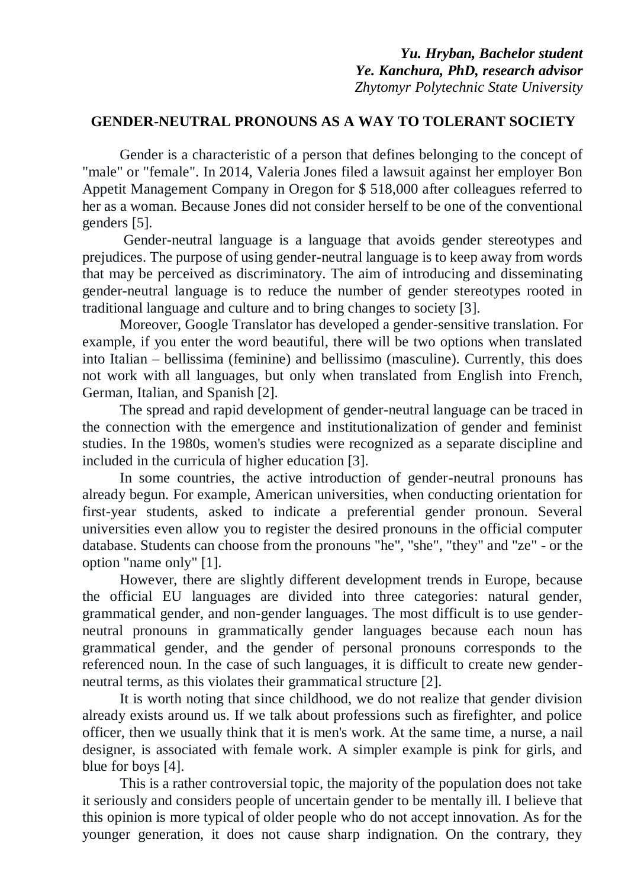***Yu. Hryban, Bachelor student***
***Ye. Kanchura, PhD, research advisor***
*Zhytomyr Polytechnic State University*

# GENDER-NEUTRAL PRONOUNS AS A WAY TO TOLERANT SOCIETY

Gender is a characteristic of a person that defines belonging to the concept of "male" or "female". In 2014, Valeria Jones filed a lawsuit against her employer Bon Appetit Management Company in Oregon for $ 518,000 after colleagues referred to her as a woman. Because Jones did not consider herself to be one of the conventional genders [5].

Gender-neutral language is a language that avoids gender stereotypes and prejudices. The purpose of using gender-neutral language is to keep away from words that may be perceived as discriminatory. The aim of introducing and disseminating gender-neutral language is to reduce the number of gender stereotypes rooted in traditional language and culture and to bring changes to society [3].

Moreover, Google Translator has developed a gender-sensitive translation. For example, if you enter the word beautiful, there will be two options when translated into Italian – bellissima (feminine) and bellissimo (masculine). Currently, this does not work with all languages, but only when translated from English into French, German, Italian, and Spanish [2].

The spread and rapid development of gender-neutral language can be traced in the connection with the emergence and institutionalization of gender and feminist studies. In the 1980s, women's studies were recognized as a separate discipline and included in the curricula of higher education [3].

In some countries, the active introduction of gender-neutral pronouns has already begun. For example, American universities, when conducting orientation for first-year students, asked to indicate a preferential gender pronoun. Several universities even allow you to register the desired pronouns in the official computer database. Students can choose from the pronouns "he", "she", "they" and "ze" - or the option "name only" [1].

However, there are slightly different development trends in Europe, because the official EU languages are divided into three categories: natural gender, grammatical gender, and non-gender languages. The most difficult is to use gender-neutral pronouns in grammatically gender languages because each noun has grammatical gender, and the gender of personal pronouns corresponds to the referenced noun. In the case of such languages, it is difficult to create new gender-neutral terms, as this violates their grammatical structure [2].

It is worth noting that since childhood, we do not realize that gender division already exists around us. If we talk about professions such as firefighter, and police officer, then we usually think that it is men's work. At the same time, a nurse, a nail designer, is associated with female work. A simpler example is pink for girls, and blue for boys [4].

This is a rather controversial topic, the majority of the population does not take it seriously and considers people of uncertain gender to be mentally ill. I believe that this opinion is more typical of older people who do not accept innovation. As for the younger generation, it does not cause sharp indignation. On the contrary, they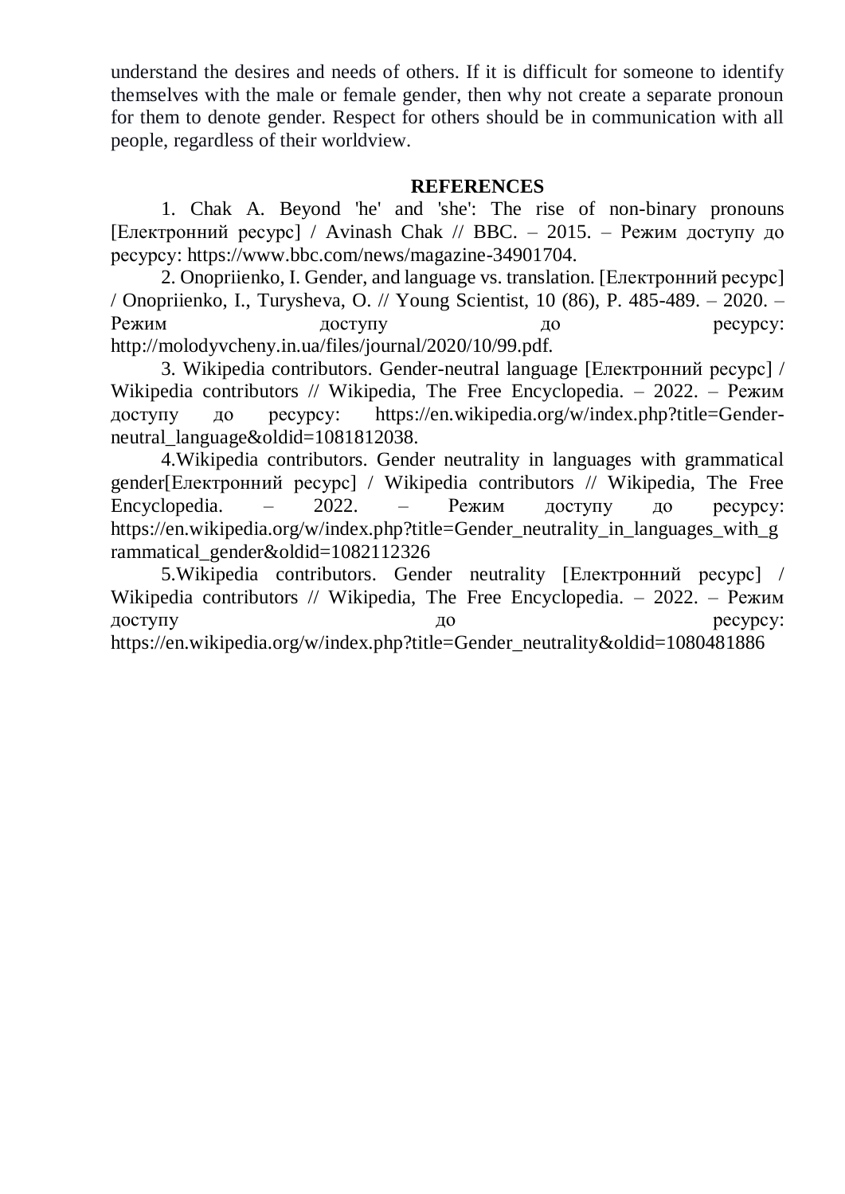understand the desires and needs of others. If it is difficult for someone to identify themselves with the male or female gender, then why not create a separate pronoun for them to denote gender. Respect for others should be in communication with all people, regardless of their worldview.

## REFERENCES

1. Chak A. Beyond 'he' and 'she': The rise of non-binary pronouns [Електронний ресурс] / Avinash Chak // BBC. – 2015. – Режим доступу до ресурсу: https://www.bbc.com/news/magazine-34901704.

2. Onopriienko, I. Gender, and language vs. translation. [Електронний ресурс] / Onopriienko, I., Turysheva, O. // Young Scientist, 10 (86), P. 485-489. – 2020. – Режим доступу до ресурсу: http://molodyvcheny.in.ua/files/journal/2020/10/99.pdf.

3. Wikipedia contributors. Gender-neutral language [Електронний ресурс] / Wikipedia contributors // Wikipedia, The Free Encyclopedia. – 2022. – Режим доступу до ресурсу: https://en.wikipedia.org/w/index.php?title=Gender-neutral_language&oldid=1081812038.

4.Wikipedia contributors. Gender neutrality in languages with grammatical gender[Електронний ресурс] / Wikipedia contributors // Wikipedia, The Free Encyclopedia. – 2022. – Режим доступу до ресурсу: https://en.wikipedia.org/w/index.php?title=Gender_neutrality_in_languages_with_grammatical_gender&oldid=1082112326

5.Wikipedia contributors. Gender neutrality [Електронний ресурс] / Wikipedia contributors // Wikipedia, The Free Encyclopedia. – 2022. – Режим доступу до ресурсу: https://en.wikipedia.org/w/index.php?title=Gender_neutrality&oldid=1080481886